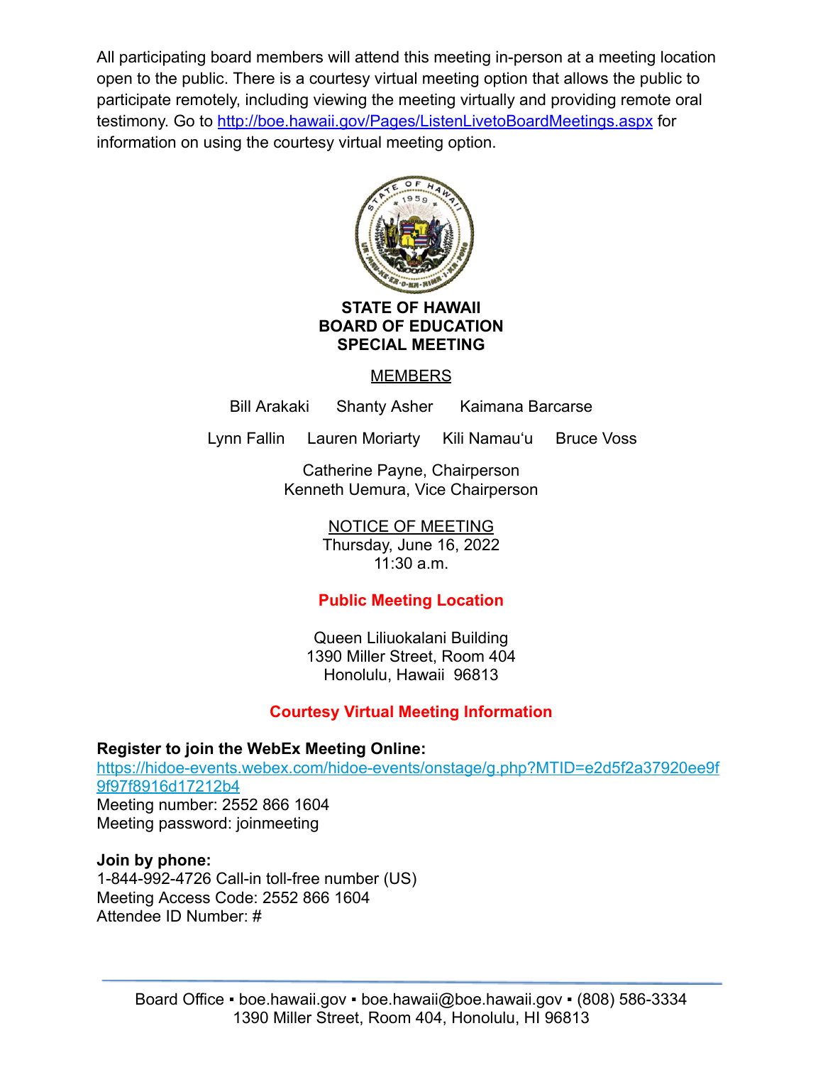All participating board members will attend this meeting in-person at a meeting location open to the public. There is a courtesy virtual meeting option that allows the public to participate remotely, including viewing the meeting virtually and providing remote oral testimony. Go to http://boe.hawaii.gov/Pages/ListenLivetoBoardMeetings.aspx for information on using the courtesy virtual meeting option.

# STATE OF HAWAII
# BOARD OF EDUCATION
# SPECIAL MEETING

MEMBERS

Bill Arakaki     Shanty Asher     Kaimana Barcarse

Lynn Fallin     Lauren Moriarty     Kili Namauʻu     Bruce Voss

Catherine Payne, Chairperson
Kenneth Uemura, Vice Chairperson

NOTICE OF MEETING
Thursday, June 16, 2022
11:30 a.m.

**Public Meeting Location**

Queen Liliuokalani Building
1390 Miller Street, Room 404
Honolulu, Hawaii 96813

**Courtesy Virtual Meeting Information**

**Register to join the WebEx Meeting Online:**
https://hidoe-events.webex.com/hidoe-events/onstage/g.php?MTID=e2d5f2a37920ee9f9f97f8916d17212b4
Meeting number: 2552 866 1604
Meeting password: joinmeeting

**Join by phone:**
1-844-992-4726 Call-in toll-free number (US)
Meeting Access Code: 2552 866 1604
Attendee ID Number: #

Board Office ▪ boe.hawaii.gov ▪ boe.hawaii@boe.hawaii.gov ▪ (808) 586-3334
1390 Miller Street, Room 404, Honolulu, HI 96813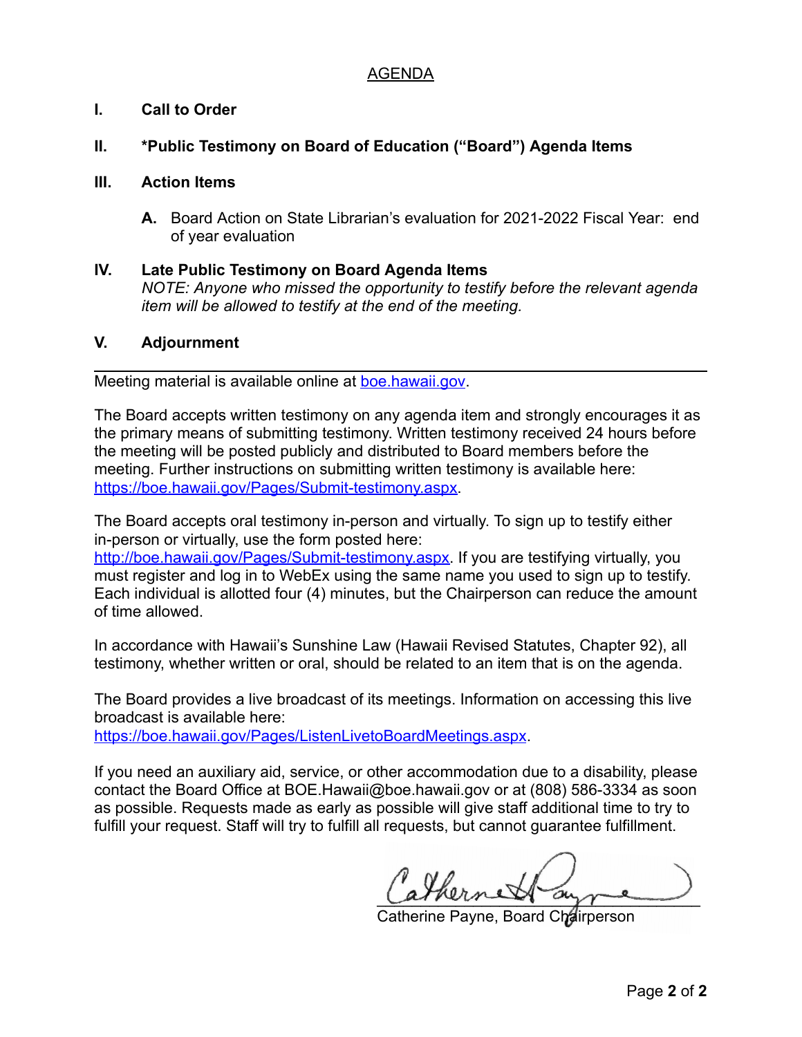# AGENDA

**I. Call to Order**

**II. *Public Testimony on Board of Education ("Board") Agenda Items**

**III. Action Items**

**A.** Board Action on State Librarian's evaluation for 2021-2022 Fiscal Year: end of year evaluation

**IV. Late Public Testimony on Board Agenda Items**
*NOTE: Anyone who missed the opportunity to testify before the relevant agenda item will be allowed to testify at the end of the meeting.*

**V. Adjournment**

---

Meeting material is available online at boe.hawaii.gov.

The Board accepts written testimony on any agenda item and strongly encourages it as the primary means of submitting testimony. Written testimony received 24 hours before the meeting will be posted publicly and distributed to Board members before the meeting. Further instructions on submitting written testimony is available here: https://boe.hawaii.gov/Pages/Submit-testimony.aspx.

The Board accepts oral testimony in-person and virtually. To sign up to testify either in-person or virtually, use the form posted here: http://boe.hawaii.gov/Pages/Submit-testimony.aspx. If you are testifying virtually, you must register and log in to WebEx using the same name you used to sign up to testify. Each individual is allotted four (4) minutes, but the Chairperson can reduce the amount of time allowed.

In accordance with Hawaii's Sunshine Law (Hawaii Revised Statutes, Chapter 92), all testimony, whether written or oral, should be related to an item that is on the agenda.

The Board provides a live broadcast of its meetings. Information on accessing this live broadcast is available here: https://boe.hawaii.gov/Pages/ListenLivetoBoardMeetings.aspx.

If you need an auxiliary aid, service, or other accommodation due to a disability, please contact the Board Office at BOE.Hawaii@boe.hawaii.gov or at (808) 586-3334 as soon as possible. Requests made as early as possible will give staff additional time to try to fulfill your request. Staff will try to fulfill all requests, but cannot guarantee fulfillment.

Catherine Payne, Board Chairperson